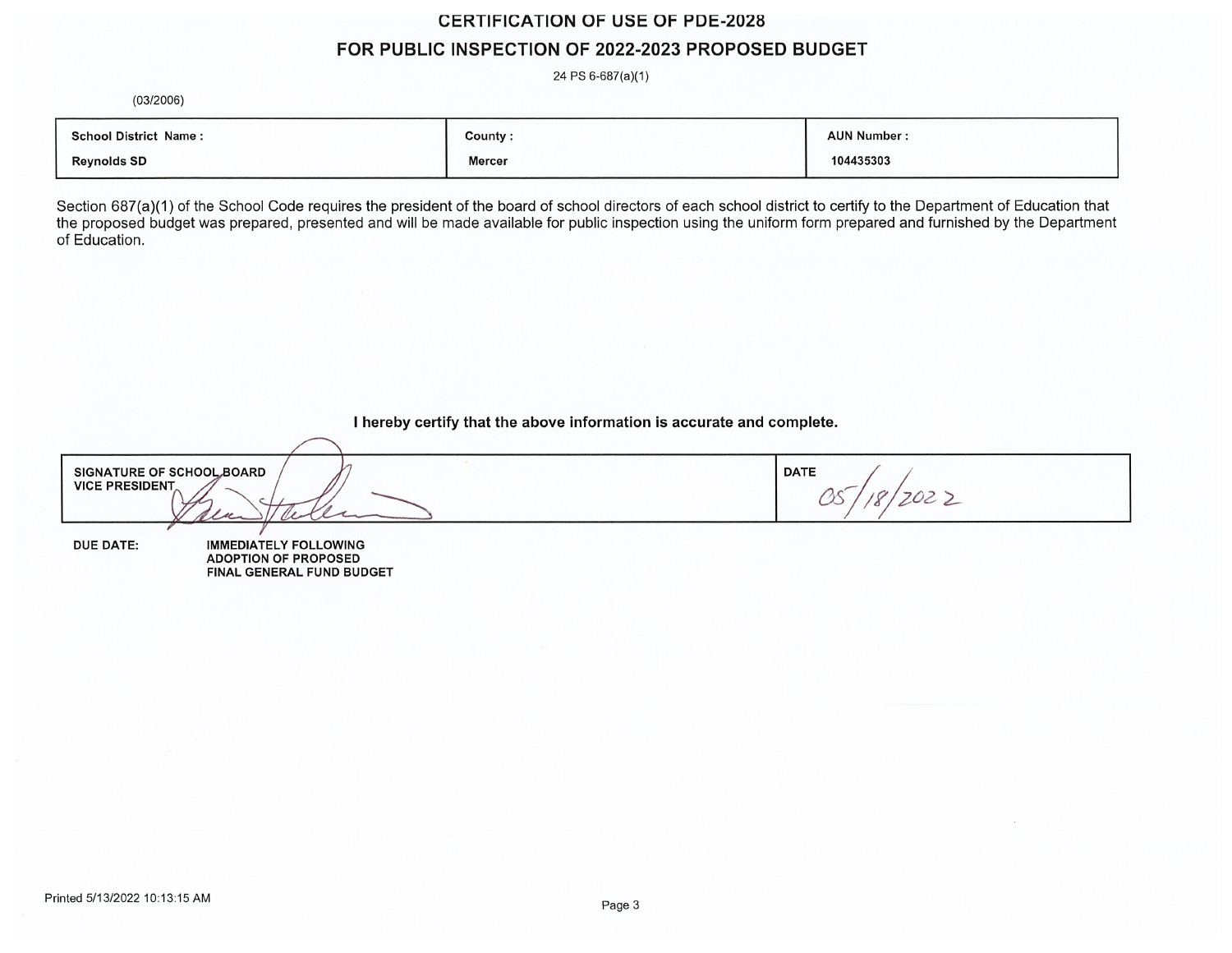# CERTIFICATION OF USE OF PDE-2028

## FOR PUBLIC INSPECTION OF 2022-2023 PROPOSED BUDGET

24 PS 6-687(a)(1)

(03/2006)

| School District Name : | County : | AUN Number : |
| --- | --- | --- |
| Reynolds SD | Mercer | 104435303 |

Section 687(a)(1) of the School Code requires the president of the board of school directors of each school district to certify to the Department of Education that the proposed budget was prepared, presented and will be made available for public inspection using the uniform form prepared and furnished by the Department of Education.

**I hereby certify that the above information is accurate and complete.**

| SIGNATURE OF SCHOOL BOARD VICE PRESIDENT | DATE |
| --- | --- |
| | 05/18/2022 |

**DUE DATE:** **IMMEDIATELY FOLLOWING ADOPTION OF PROPOSED FINAL GENERAL FUND BUDGET**

Printed 5/13/2022 10:13:15 AM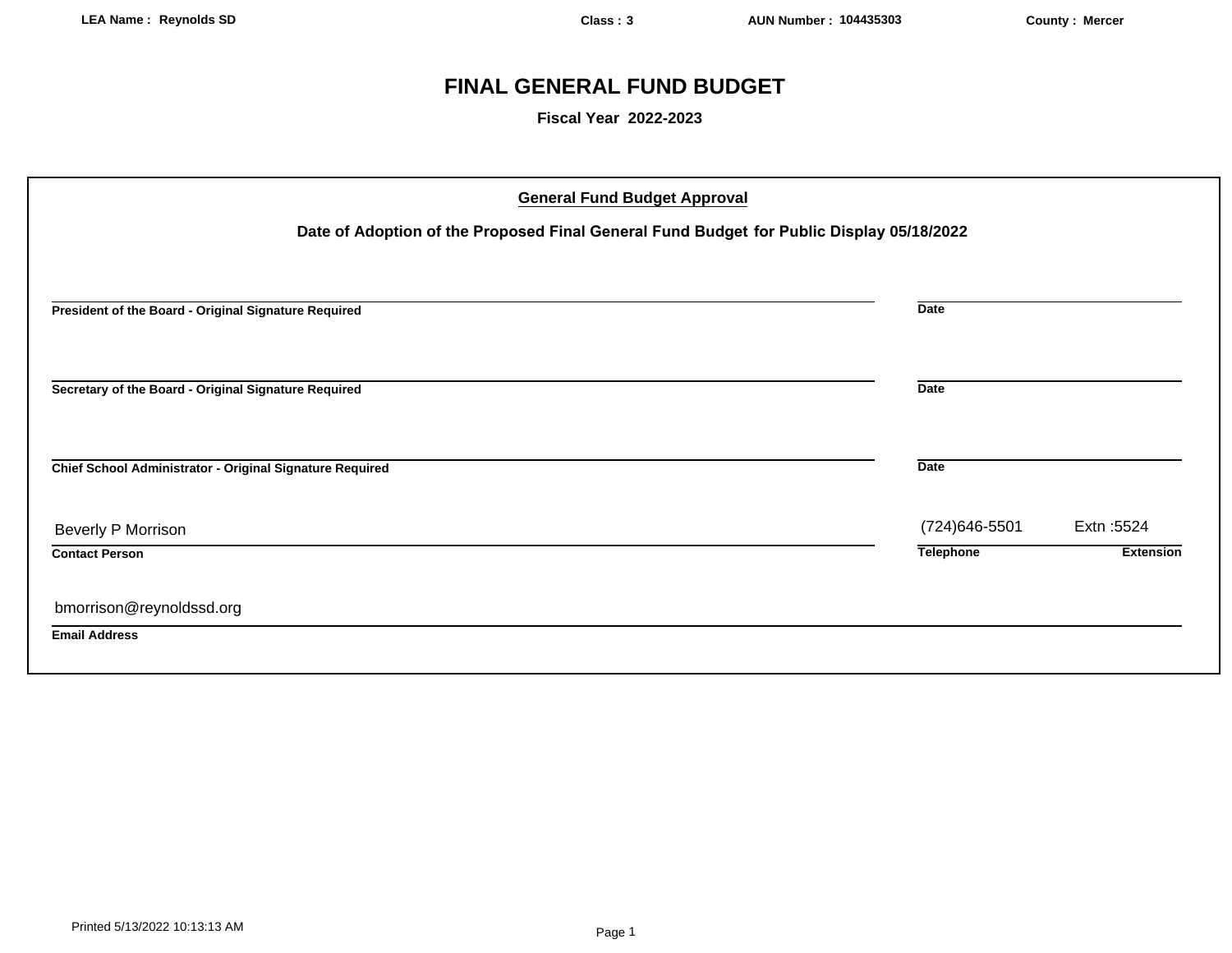LEA Name : Reynolds SD | Class : 3 | AUN Number : 104435303 | County : Mercer

# FINAL GENERAL FUND BUDGET

**Fiscal Year 2022-2023**

## General Fund Budget Approval

**Date of Adoption of the Proposed Final General Fund Budget for Public Display 05/18/2022**

______________________________________________ ______________
**President of the Board - Original Signature Required** **Date**

______________________________________________ ______________
**Secretary of the Board - Original Signature Required** **Date**

______________________________________________ ______________
**Chief School Administrator - Original Signature Required** **Date**

| Beverly P Morrison | (724)646-5501 | Extn :5524 |
|---|---|---|
| **Contact Person** | **Telephone** | **Extension** |

bmorrison@reynoldssd.org
**Email Address**

Printed 5/13/2022 10:13:13 AM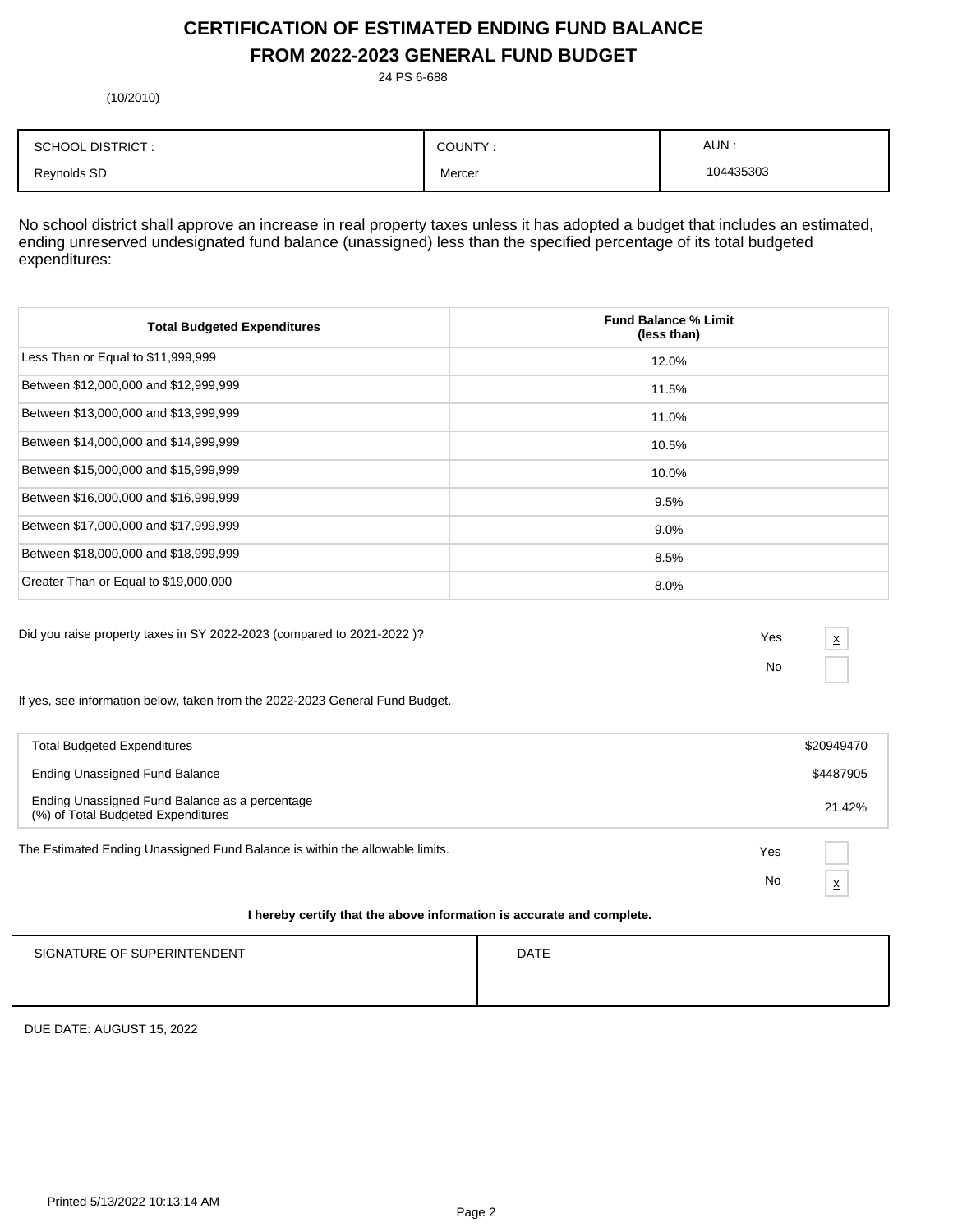# CERTIFICATION OF ESTIMATED ENDING FUND BALANCE FROM 2022-2023 GENERAL FUND BUDGET

24 PS 6-688

(10/2010)

| SCHOOL DISTRICT : | COUNTY : | AUN : |
|---|---|---|
| Reynolds SD | Mercer | 104435303 |

No school district shall approve an increase in real property taxes unless it has adopted a budget that includes an estimated, ending unreserved undesignated fund balance (unassigned) less than the specified percentage of its total budgeted expenditures:

| Total Budgeted Expenditures | Fund Balance % Limit (less than) |
|---|---|
| Less Than or Equal to $11,999,999 | 12.0% |
| Between $12,000,000 and $12,999,999 | 11.5% |
| Between $13,000,000 and $13,999,999 | 11.0% |
| Between $14,000,000 and $14,999,999 | 10.5% |
| Between $15,000,000 and $15,999,999 | 10.0% |
| Between $16,000,000 and $16,999,999 | 9.5% |
| Between $17,000,000 and $17,999,999 | 9.0% |
| Between $18,000,000 and $18,999,999 | 8.5% |
| Greater Than or Equal to $19,000,000 | 8.0% |

Did you raise property taxes in SY 2022-2023 (compared to 2021-2022 )?

Yes [x]

No [ ]

If yes, see information below, taken from the 2022-2023 General Fund Budget.

| | |
|---|---|
| Total Budgeted Expenditures | $20949470 |
| Ending Unassigned Fund Balance | $4487905 |
| Ending Unassigned Fund Balance as a percentage (%) of Total Budgeted Expenditures | 21.42% |

The Estimated Ending Unassigned Fund Balance is within the allowable limits.

Yes [ ]

No [x]

**I hereby certify that the above information is accurate and complete.**

| SIGNATURE OF SUPERINTENDENT | DATE |
|---|---|
| | |

DUE DATE: AUGUST 15, 2022

Printed 5/13/2022 10:13:14 AM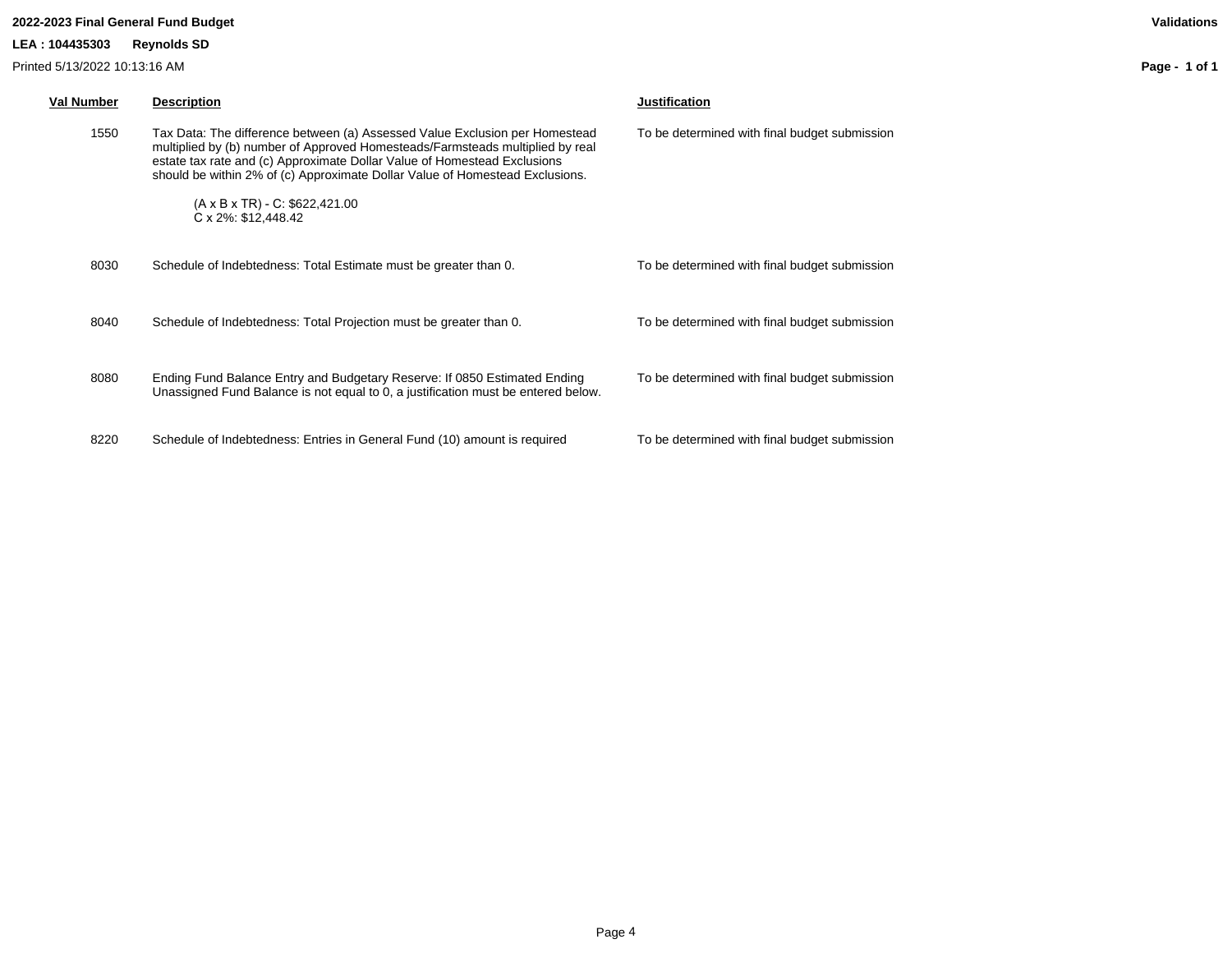**2022-2023 Final General Fund Budget**

**Validations**

**LEA : 104435303 Reynolds SD**

Printed 5/13/2022 10:13:16 AM

| Val Number | Description | Justification |
|---|---|---|
| 1550 | Tax Data: The difference between (a) Assessed Value Exclusion per Homestead multiplied by (b) number of Approved Homesteads/Farmsteads multiplied by real estate tax rate and (c) Approximate Dollar Value of Homestead Exclusions should be within 2% of (c) Approximate Dollar Value of Homestead Exclusions.<br><br>(A x B x TR) - C: $622,421.00<br>C x 2%: $12,448.42 | To be determined with final budget submission |
| 8030 | Schedule of Indebtedness: Total Estimate must be greater than 0. | To be determined with final budget submission |
| 8040 | Schedule of Indebtedness: Total Projection must be greater than 0. | To be determined with final budget submission |
| 8080 | Ending Fund Balance Entry and Budgetary Reserve: If 0850 Estimated Ending Unassigned Fund Balance is not equal to 0, a justification must be entered below. | To be determined with final budget submission |
| 8220 | Schedule of Indebtedness: Entries in General Fund (10) amount is required | To be determined with final budget submission |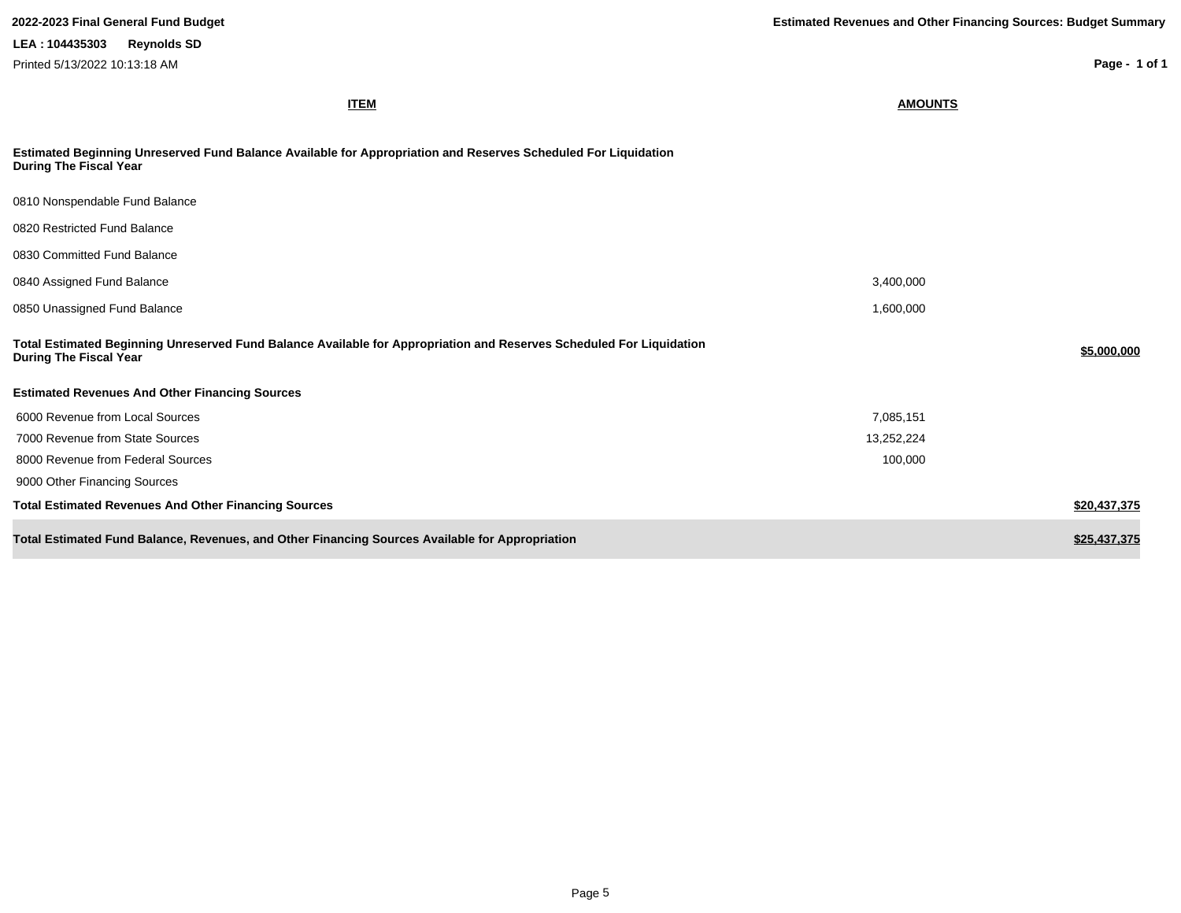**2022-2023 Final General Fund Budget**

**Estimated Revenues and Other Financing Sources: Budget Summary**

**LEA : 104435303 Reynolds SD**

Printed 5/13/2022 10:13:18 AM

| ITEM | AMOUNTS | |
|---|---|---|
| **Estimated Beginning Unreserved Fund Balance Available for Appropriation and Reserves Scheduled For Liquidation During The Fiscal Year** | | |
| 0810 Nonspendable Fund Balance | | |
| 0820 Restricted Fund Balance | | |
| 0830 Committed Fund Balance | | |
| 0840 Assigned Fund Balance | 3,400,000 | |
| 0850 Unassigned Fund Balance | 1,600,000 | |
| **Total Estimated Beginning Unreserved Fund Balance Available for Appropriation and Reserves Scheduled For Liquidation During The Fiscal Year** | | **$5,000,000** |
| **Estimated Revenues And Other Financing Sources** | | |
| 6000 Revenue from Local Sources | 7,085,151 | |
| 7000 Revenue from State Sources | 13,252,224 | |
| 8000 Revenue from Federal Sources | 100,000 | |
| 9000 Other Financing Sources | | |
| **Total Estimated Revenues And Other Financing Sources** | | **$20,437,375** |
| **Total Estimated Fund Balance, Revenues, and Other Financing Sources Available for Appropriation** | | **$25,437,375** |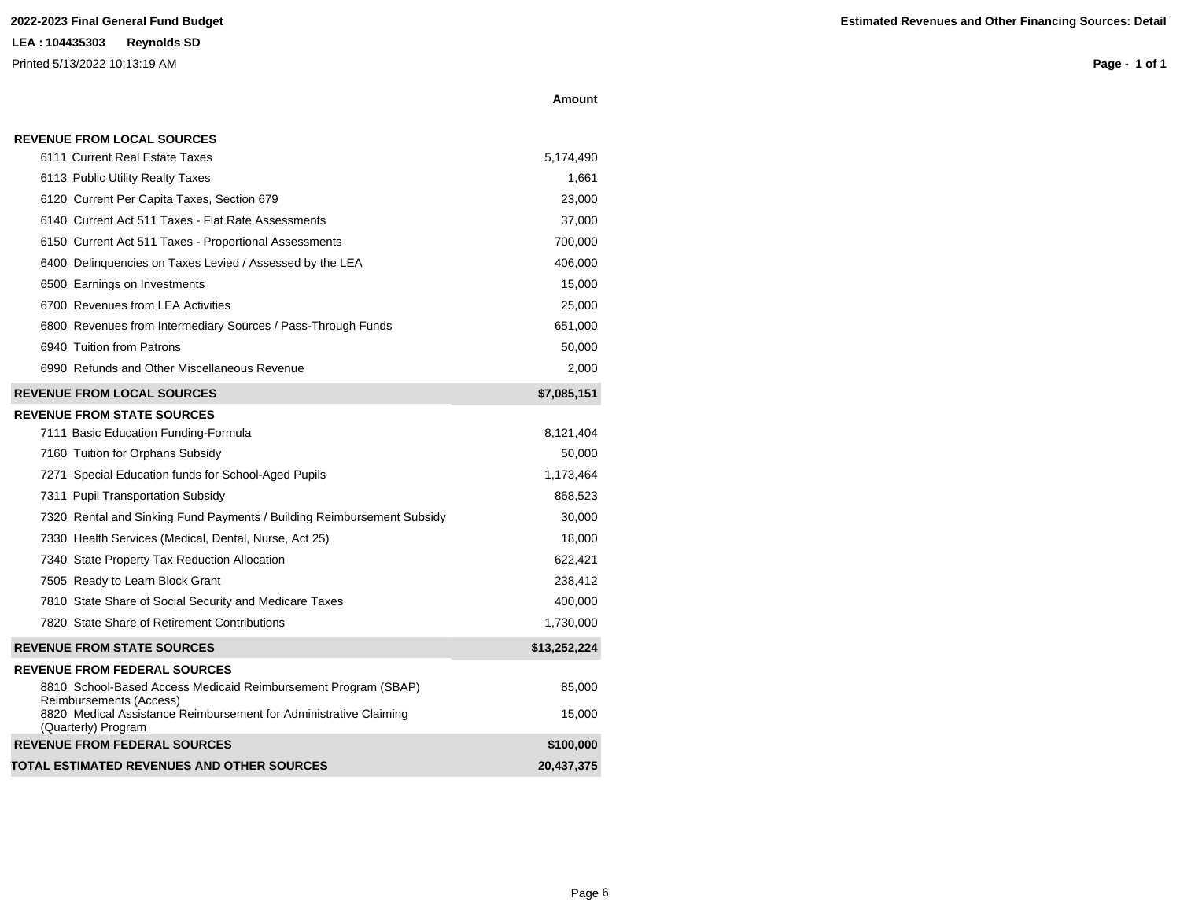**2022-2023 Final General Fund Budget**

**Estimated Revenues and Other Financing Sources: Detail**

**LEA : 104435303 Reynolds SD**

Printed 5/13/2022 10:13:19 AM

| | **Amount** |
|---|---|
| **REVENUE FROM LOCAL SOURCES** | |
| 6111 Current Real Estate Taxes | 5,174,490 |
| 6113 Public Utility Realty Taxes | 1,661 |
| 6120 Current Per Capita Taxes, Section 679 | 23,000 |
| 6140 Current Act 511 Taxes - Flat Rate Assessments | 37,000 |
| 6150 Current Act 511 Taxes - Proportional Assessments | 700,000 |
| 6400 Delinquencies on Taxes Levied / Assessed by the LEA | 406,000 |
| 6500 Earnings on Investments | 15,000 |
| 6700 Revenues from LEA Activities | 25,000 |
| 6800 Revenues from Intermediary Sources / Pass-Through Funds | 651,000 |
| 6940 Tuition from Patrons | 50,000 |
| 6990 Refunds and Other Miscellaneous Revenue | 2,000 |
| **REVENUE FROM LOCAL SOURCES** | **$7,085,151** |
| **REVENUE FROM STATE SOURCES** | |
| 7111 Basic Education Funding-Formula | 8,121,404 |
| 7160 Tuition for Orphans Subsidy | 50,000 |
| 7271 Special Education funds for School-Aged Pupils | 1,173,464 |
| 7311 Pupil Transportation Subsidy | 868,523 |
| 7320 Rental and Sinking Fund Payments / Building Reimbursement Subsidy | 30,000 |
| 7330 Health Services (Medical, Dental, Nurse, Act 25) | 18,000 |
| 7340 State Property Tax Reduction Allocation | 622,421 |
| 7505 Ready to Learn Block Grant | 238,412 |
| 7810 State Share of Social Security and Medicare Taxes | 400,000 |
| 7820 State Share of Retirement Contributions | 1,730,000 |
| **REVENUE FROM STATE SOURCES** | **$13,252,224** |
| **REVENUE FROM FEDERAL SOURCES** | |
| 8810 School-Based Access Medicaid Reimbursement Program (SBAP) Reimbursements (Access) | 85,000 |
| 8820 Medical Assistance Reimbursement for Administrative Claiming (Quarterly) Program | 15,000 |
| **REVENUE FROM FEDERAL SOURCES** | **$100,000** |
| **TOTAL ESTIMATED REVENUES AND OTHER SOURCES** | **20,437,375** |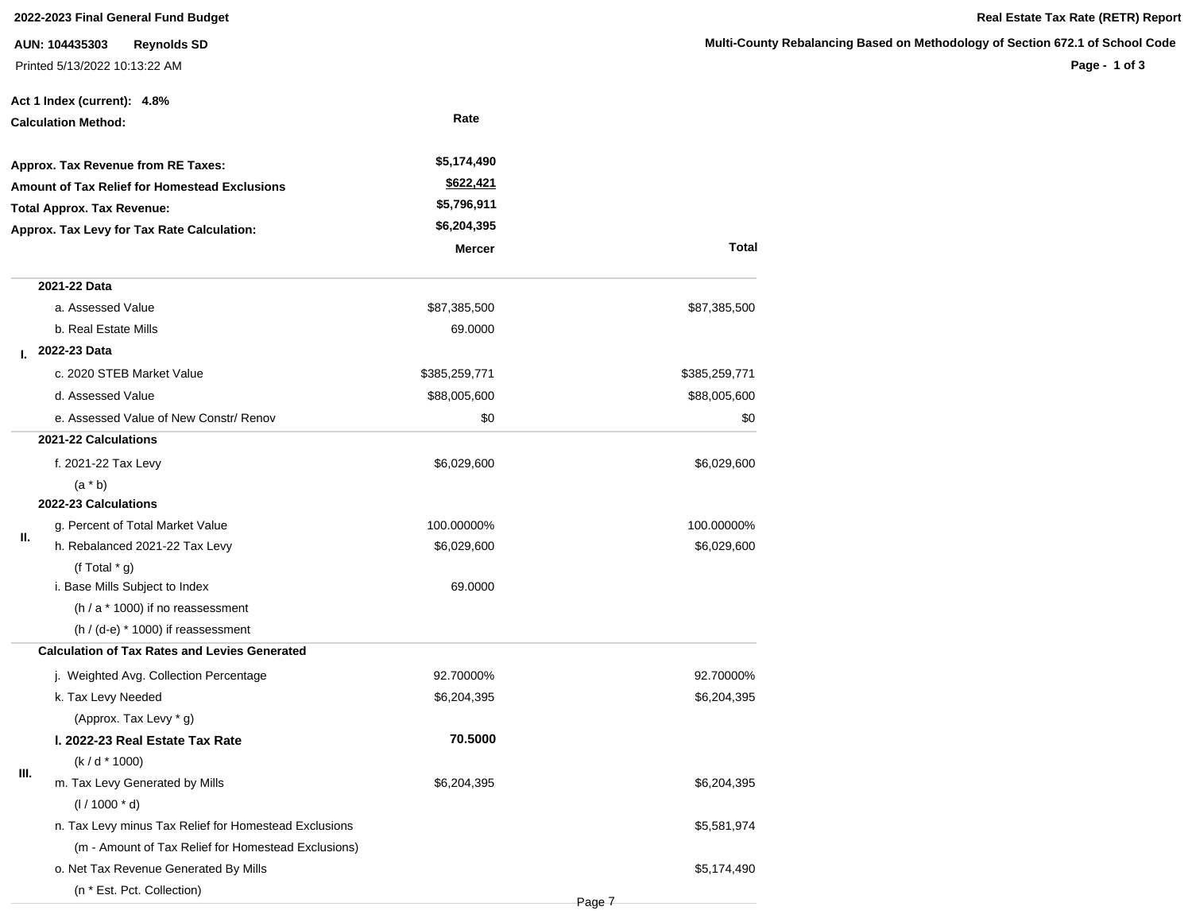**2022-2023 Final General Fund Budget**

**Real Estate Tax Rate (RETR) Report**

**AUN: 104435303** **Reynolds SD**

**Multi-County Rebalancing Based on Methodology of Section 672.1 of School Code**

Printed 5/13/2022 10:13:22 AM

**Act 1 Index (current): 4.8%**

| | | |
|---|---|---|
| **Calculation Method:** | **Rate** | |
| **Approx. Tax Revenue from RE Taxes:** | **$5,174,490** | |
| **Amount of Tax Relief for Homestead Exclusions** | **$622,421** | |
| **Total Approx. Tax Revenue:** | **$5,796,911** | |
| **Approx. Tax Levy for Tax Rate Calculation:** | **$6,204,395** | |

| | | **Mercer** | **Total** |
|---|---|---|---|
| **I.** | **2021-22 Data** | | |
| | a. Assessed Value | $87,385,500 | $87,385,500 |
| | b. Real Estate Mills | 69.0000 | |
| | **2022-23 Data** | | |
| | c. 2020 STEB Market Value | $385,259,771 | $385,259,771 |
| | d. Assessed Value | $88,005,600 | $88,005,600 |
| | e. Assessed Value of New Constr/ Renov | $0 | $0 |
| **II.** | **2021-22 Calculations** | | |
| | f. 2021-22 Tax Levy | $6,029,600 | $6,029,600 |
| | (a * b) | | |
| | **2022-23 Calculations** | | |
| | g. Percent of Total Market Value | 100.00000% | 100.00000% |
| | h. Rebalanced 2021-22 Tax Levy | $6,029,600 | $6,029,600 |
| | (f Total * g) | | |
| | i. Base Mills Subject to Index | 69.0000 | |
| | (h / a * 1000) if no reassessment | | |
| | (h / (d-e) * 1000) if reassessment | | |
| **III.** | **Calculation of Tax Rates and Levies Generated** | | |
| | j. Weighted Avg. Collection Percentage | 92.70000% | 92.70000% |
| | k. Tax Levy Needed | $6,204,395 | $6,204,395 |
| | (Approx. Tax Levy * g) | | |
| | **l. 2022-23 Real Estate Tax Rate** | **70.5000** | |
| | (k / d * 1000) | | |
| | m. Tax Levy Generated by Mills | $6,204,395 | $6,204,395 |
| | (l / 1000 * d) | | |
| | n. Tax Levy minus Tax Relief for Homestead Exclusions | | $5,581,974 |
| | (m - Amount of Tax Relief for Homestead Exclusions) | | |
| | o. Net Tax Revenue Generated By Mills | | $5,174,490 |
| | (n * Est. Pct. Collection) | | |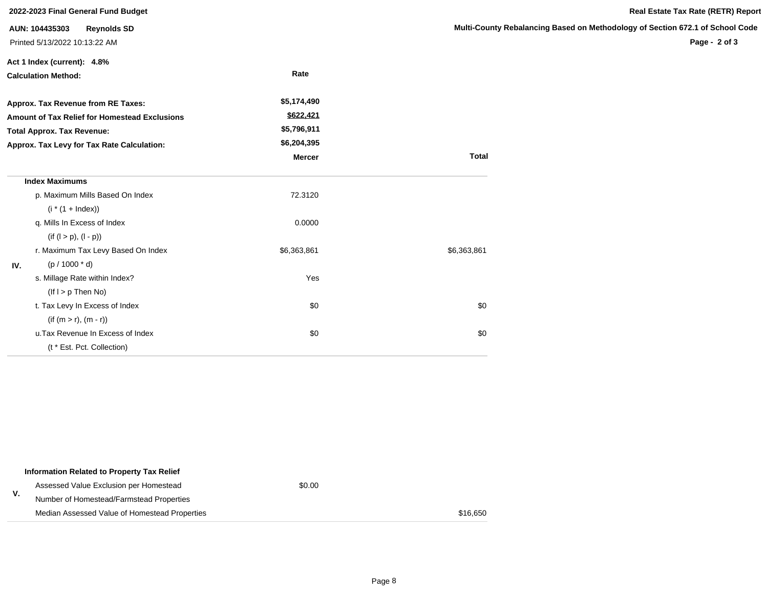**2022-2023 Final General Fund Budget**

**Real Estate Tax Rate (RETR) Report**

**AUN: 104435303 Reynolds SD**

**Multi-County Rebalancing Based on Methodology of Section 672.1 of School Code**

Printed 5/13/2022 10:13:22 AM

**Act 1 Index (current): 4.8%**

**Calculation Method:** **Rate**

| | |
|---|---|
| **Approx. Tax Revenue from RE Taxes:** | $5,174,490 |
| **Amount of Tax Relief for Homestead Exclusions** | $622,421 |
| **Total Approx. Tax Revenue:** | $5,796,911 |
| **Approx. Tax Levy for Tax Rate Calculation:** | $6,204,395 |

| | | **Mercer** | **Total** |
|---|---|---|---|
| **IV.** | **Index Maximums** | | |
| | p. Maximum Mills Based On Index<br>(i * (1 + Index)) | 72.3120 | |
| | q. Mills In Excess of Index<br>(if (l > p), (l - p)) | 0.0000 | |
| | r. Maximum Tax Levy Based On Index<br>(p / 1000 * d) | $6,363,861 | $6,363,861 |
| | s. Millage Rate within Index?<br>(If l > p Then No) | Yes | |
| | t. Tax Levy In Excess of Index<br>(if (m > r), (m - r)) | $0 | $0 |
| | u.Tax Revenue In Excess of Index<br>(t * Est. Pct. Collection) | $0 | $0 |

| | | | |
|---|---|---|---|
| **V.** | **Information Related to Property Tax Relief** | | |
| | Assessed Value Exclusion per Homestead | $0.00 | |
| | Number of Homestead/Farmstead Properties | | |
| | Median Assessed Value of Homestead Properties | | $16,650 |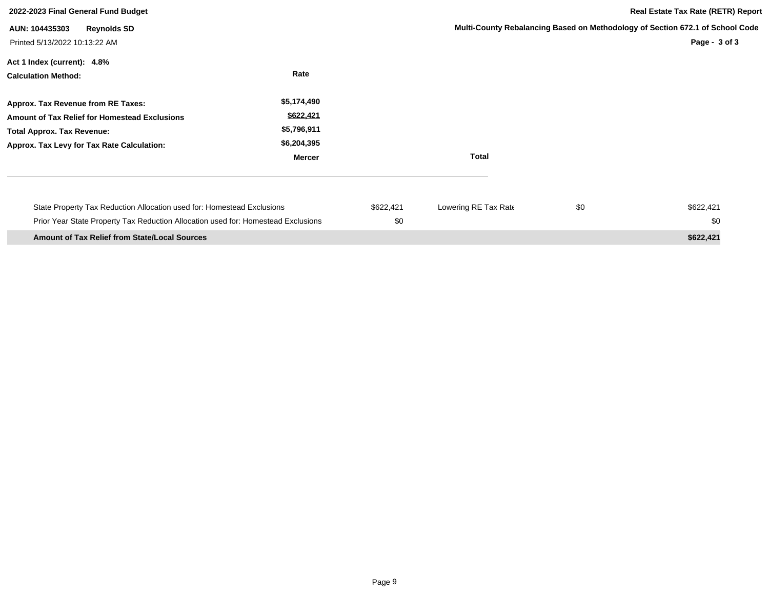**2022-2023 Final General Fund Budget**

**Real Estate Tax Rate (RETR) Report**

**AUN: 104435303 Reynolds SD**

**Multi-County Rebalancing Based on Methodology of Section 672.1 of School Code**

Printed 5/13/2022 10:13:22 AM

**Act 1 Index (current): 4.8%**

| **Calculation Method:** | **Rate** |
|---|---|
| **Approx. Tax Revenue from RE Taxes:** | **$5,174,490** |
| **Amount of Tax Relief for Homestead Exclusions** | **$622,421** |
| **Total Approx. Tax Revenue:** | **$5,796,911** |
| **Approx. Tax Levy for Tax Rate Calculation:** | **$6,204,395** |

| | **Mercer** | **Total** |
|---|---|---|

| | | | | |
|---|---|---|---|---|
| State Property Tax Reduction Allocation used for: Homestead Exclusions | $622,421 | Lowering RE Tax Rate | $0 | $622,421 |
| Prior Year State Property Tax Reduction Allocation used for: Homestead Exclusions | $0 | | | $0 |
| **Amount of Tax Relief from State/Local Sources** | | | | **$622,421** |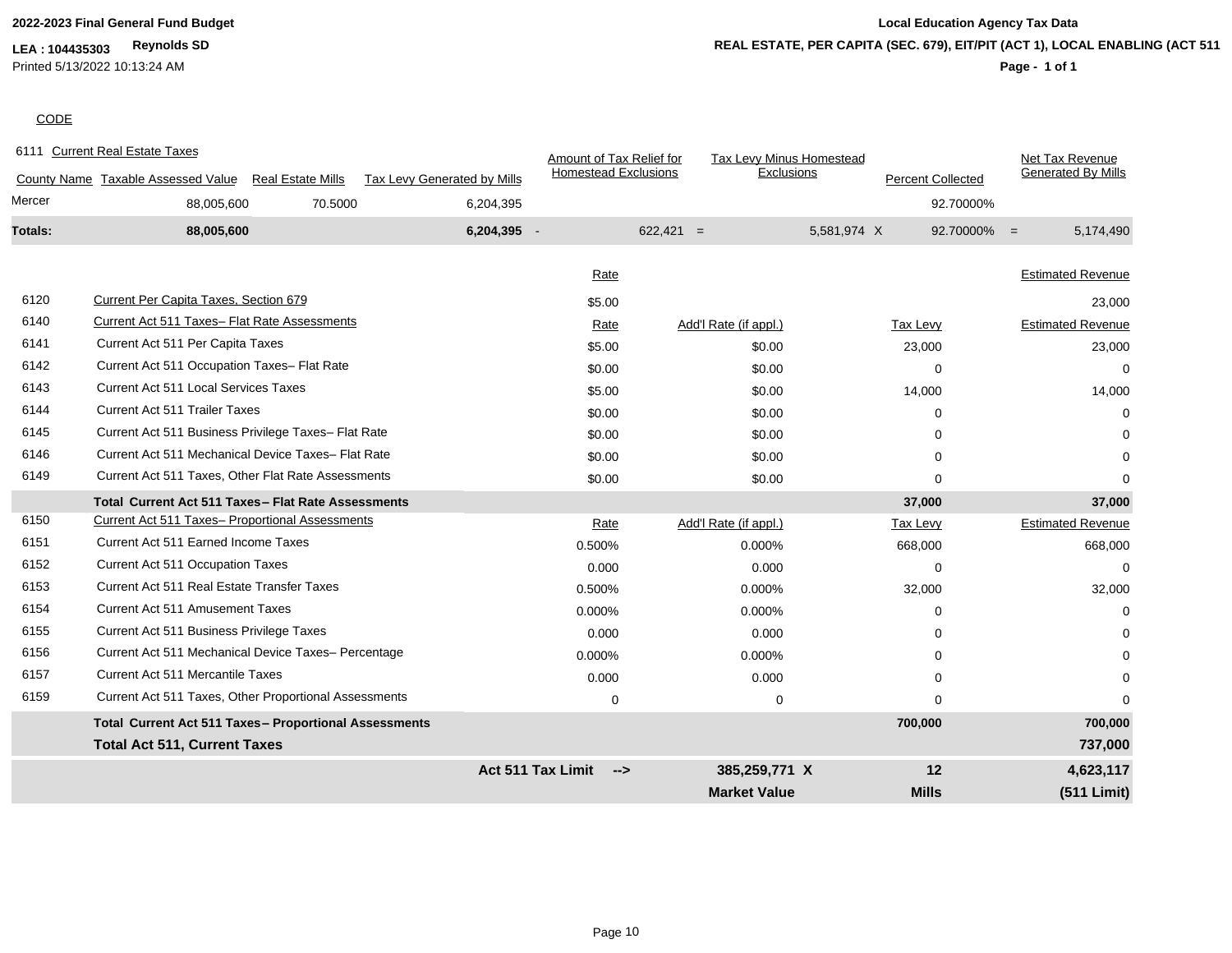**2022-2023 Final General Fund Budget**

**LEA : 104435303** **Reynolds SD**

Printed 5/13/2022 10:13:24 AM

**Local Education Agency Tax Data**

**REAL ESTATE, PER CAPITA (SEC. 679), EIT/PIT (ACT 1), LOCAL ENABLING (ACT 511**

CODE

6111 Current Real Estate Taxes

| County Name | Taxable Assessed Value | Real Estate Mills | Tax Levy Generated by Mills | | Amount of Tax Relief for Homestead Exclusions | | Tax Levy Minus Homestead Exclusions | | Percent Collected | | Net Tax Revenue Generated By Mills |
|---|---|---|---|---|---|---|---|---|---|---|---|
| Mercer | 88,005,600 | 70.5000 | 6,204,395 | | | | | | 92.70000% | | |
| **Totals:** | **88,005,600** | | **6,204,395** | - | 622,421 | = | 5,581,974 | X | 92.70000% | = | 5,174,490 |

| Code | Description | Rate | Add'l Rate (if appl.) | Tax Levy | Estimated Revenue |
|---|---|---|---|---|---|
| 6120 | Current Per Capita Taxes, Section 679 | $5.00 | | | 23,000 |
| 6140 | Current Act 511 Taxes– Flat Rate Assessments | Rate | Add'l Rate (if appl.) | Tax Levy | Estimated Revenue |
| 6141 | Current Act 511 Per Capita Taxes | $5.00 | $0.00 | 23,000 | 23,000 |
| 6142 | Current Act 511 Occupation Taxes– Flat Rate | $0.00 | $0.00 | 0 | 0 |
| 6143 | Current Act 511 Local Services Taxes | $5.00 | $0.00 | 14,000 | 14,000 |
| 6144 | Current Act 511 Trailer Taxes | $0.00 | $0.00 | 0 | 0 |
| 6145 | Current Act 511 Business Privilege Taxes– Flat Rate | $0.00 | $0.00 | 0 | 0 |
| 6146 | Current Act 511 Mechanical Device Taxes– Flat Rate | $0.00 | $0.00 | 0 | 0 |
| 6149 | Current Act 511 Taxes, Other Flat Rate Assessments | $0.00 | $0.00 | 0 | 0 |
| | **Total Current Act 511 Taxes– Flat Rate Assessments** | | | **37,000** | **37,000** |
| 6150 | Current Act 511 Taxes– Proportional Assessments | Rate | Add'l Rate (if appl.) | Tax Levy | Estimated Revenue |
| 6151 | Current Act 511 Earned Income Taxes | 0.500% | 0.000% | 668,000 | 668,000 |
| 6152 | Current Act 511 Occupation Taxes | 0.000 | 0.000 | 0 | 0 |
| 6153 | Current Act 511 Real Estate Transfer Taxes | 0.500% | 0.000% | 32,000 | 32,000 |
| 6154 | Current Act 511 Amusement Taxes | 0.000% | 0.000% | 0 | 0 |
| 6155 | Current Act 511 Business Privilege Taxes | 0.000 | 0.000 | 0 | 0 |
| 6156 | Current Act 511 Mechanical Device Taxes– Percentage | 0.000% | 0.000% | 0 | 0 |
| 6157 | Current Act 511 Mercantile Taxes | 0.000 | 0.000 | 0 | 0 |
| 6159 | Current Act 511 Taxes, Other Proportional Assessments | 0 | 0 | 0 | 0 |
| | **Total Current Act 511 Taxes– Proportional Assessments** | | | **700,000** | **700,000** |
| | **Total Act 511, Current Taxes** | | | | **737,000** |
| | | **Act 511 Tax Limit -->** | **385,259,771 X** | **12** | **4,623,117** |
| | | | **Market Value** | **Mills** | **(511 Limit)** |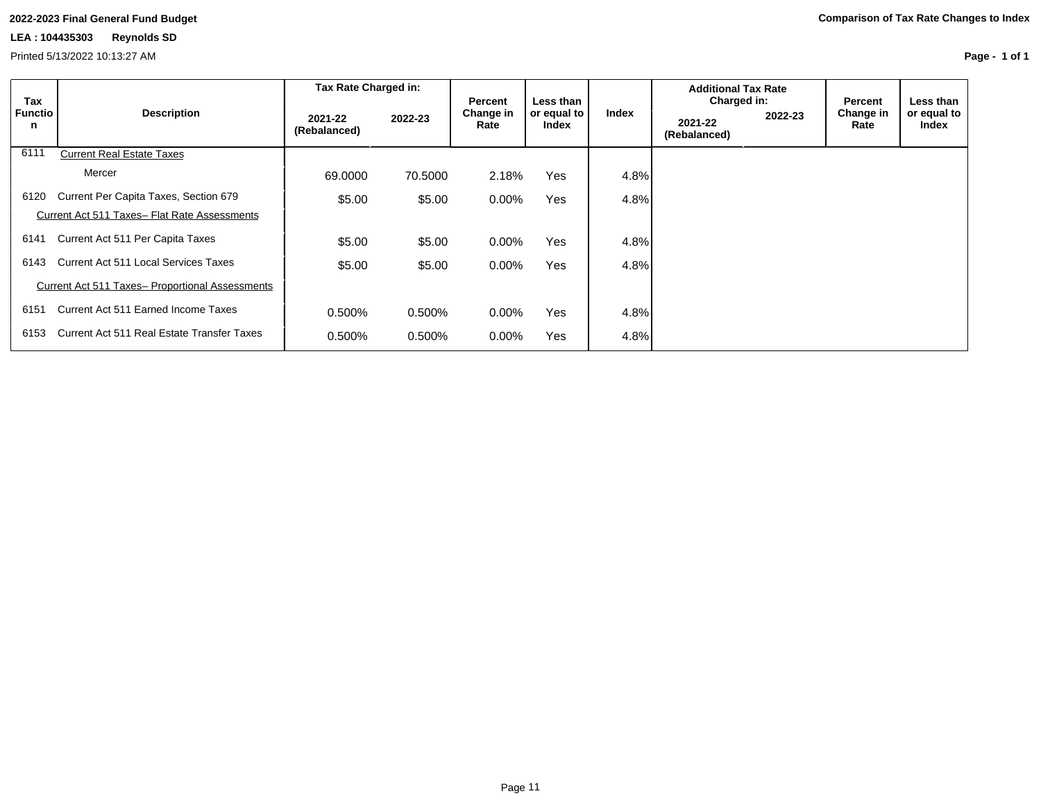**2022-2023 Final General Fund Budget**

**Comparison of Tax Rate Changes to Index**

**LEA : 104435303 Reynolds SD**

Printed 5/13/2022 10:13:27 AM

| Tax Function | Description | Tax Rate Charged in: | | Percent Change in Rate | Less than or equal to Index | Index | Additional Tax Rate Charged in: | | Percent Change in Rate | Less than or equal to Index |
|---|---|---|---|---|---|---|---|---|---|---|
| | | 2021-22 (Rebalanced) | 2022-23 | | | | 2021-22 (Rebalanced) | 2022-23 | | |
| 6111 | Current Real Estate Taxes | | | | | | | | | |
| | Mercer | 69.0000 | 70.5000 | 2.18% | Yes | 4.8% | | | | |
| 6120 | Current Per Capita Taxes, Section 679 | $5.00 | $5.00 | 0.00% | Yes | 4.8% | | | | |
| | Current Act 511 Taxes– Flat Rate Assessments | | | | | | | | | |
| 6141 | Current Act 511 Per Capita Taxes | $5.00 | $5.00 | 0.00% | Yes | 4.8% | | | | |
| 6143 | Current Act 511 Local Services Taxes | $5.00 | $5.00 | 0.00% | Yes | 4.8% | | | | |
| | Current Act 511 Taxes– Proportional Assessments | | | | | | | | | |
| 6151 | Current Act 511 Earned Income Taxes | 0.500% | 0.500% | 0.00% | Yes | 4.8% | | | | |
| 6153 | Current Act 511 Real Estate Transfer Taxes | 0.500% | 0.500% | 0.00% | Yes | 4.8% | | | | |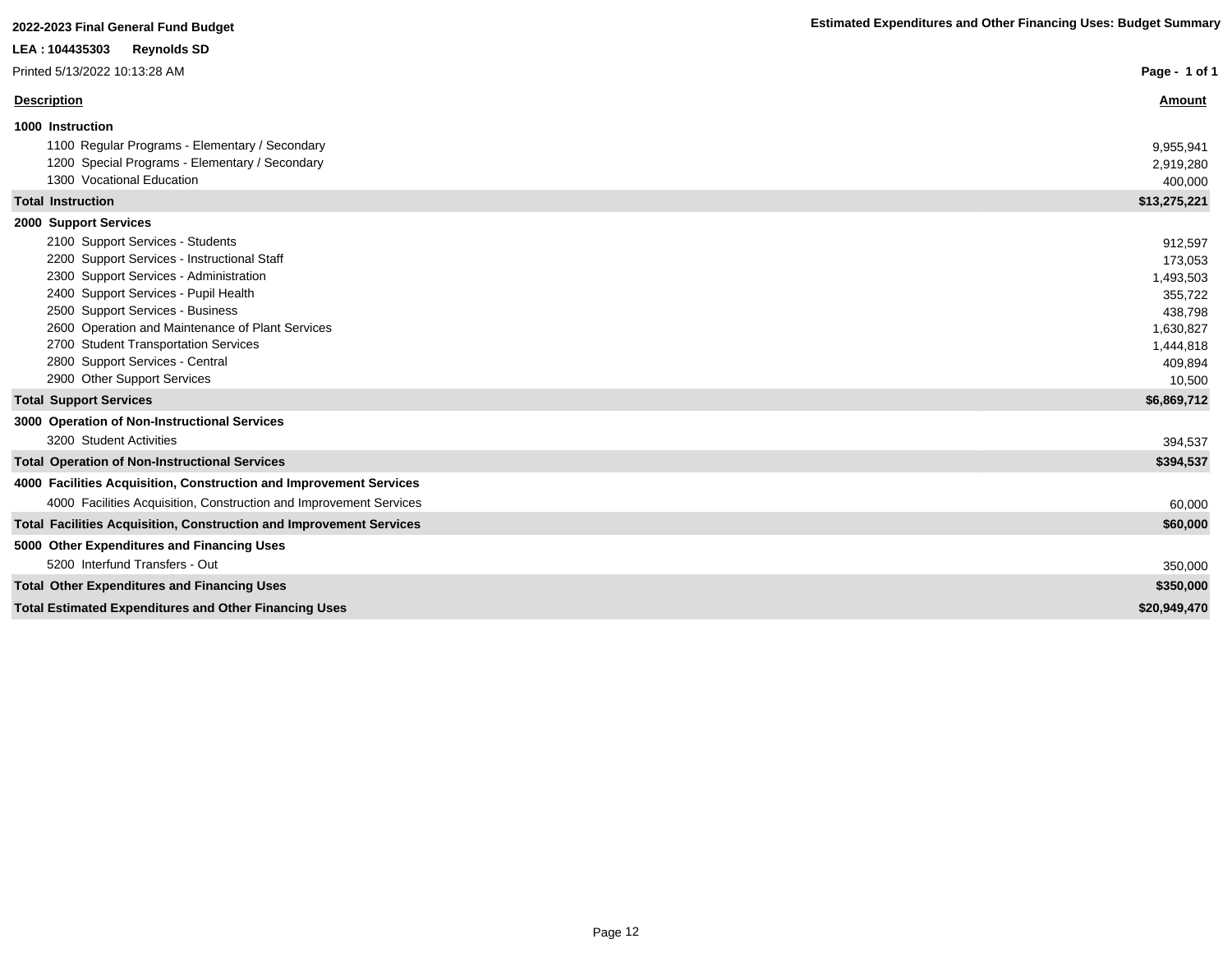**2022-2023 Final General Fund Budget**

**Estimated Expenditures and Other Financing Uses: Budget Summary**

**LEA : 104435303 Reynolds SD**

Printed 5/13/2022 10:13:28 AM

| Description | Amount |
|---|---|
| **1000 Instruction** | |
| 1100 Regular Programs - Elementary / Secondary | 9,955,941 |
| 1200 Special Programs - Elementary / Secondary | 2,919,280 |
| 1300 Vocational Education | 400,000 |
| **Total Instruction** | **$13,275,221** |
| **2000 Support Services** | |
| 2100 Support Services - Students | 912,597 |
| 2200 Support Services - Instructional Staff | 173,053 |
| 2300 Support Services - Administration | 1,493,503 |
| 2400 Support Services - Pupil Health | 355,722 |
| 2500 Support Services - Business | 438,798 |
| 2600 Operation and Maintenance of Plant Services | 1,630,827 |
| 2700 Student Transportation Services | 1,444,818 |
| 2800 Support Services - Central | 409,894 |
| 2900 Other Support Services | 10,500 |
| **Total Support Services** | **$6,869,712** |
| **3000 Operation of Non-Instructional Services** | |
| 3200 Student Activities | 394,537 |
| **Total Operation of Non-Instructional Services** | **$394,537** |
| **4000 Facilities Acquisition, Construction and Improvement Services** | |
| 4000 Facilities Acquisition, Construction and Improvement Services | 60,000 |
| **Total Facilities Acquisition, Construction and Improvement Services** | **$60,000** |
| **5000 Other Expenditures and Financing Uses** | |
| 5200 Interfund Transfers - Out | 350,000 |
| **Total Other Expenditures and Financing Uses** | **$350,000** |
| **Total Estimated Expenditures and Other Financing Uses** | **$20,949,470** |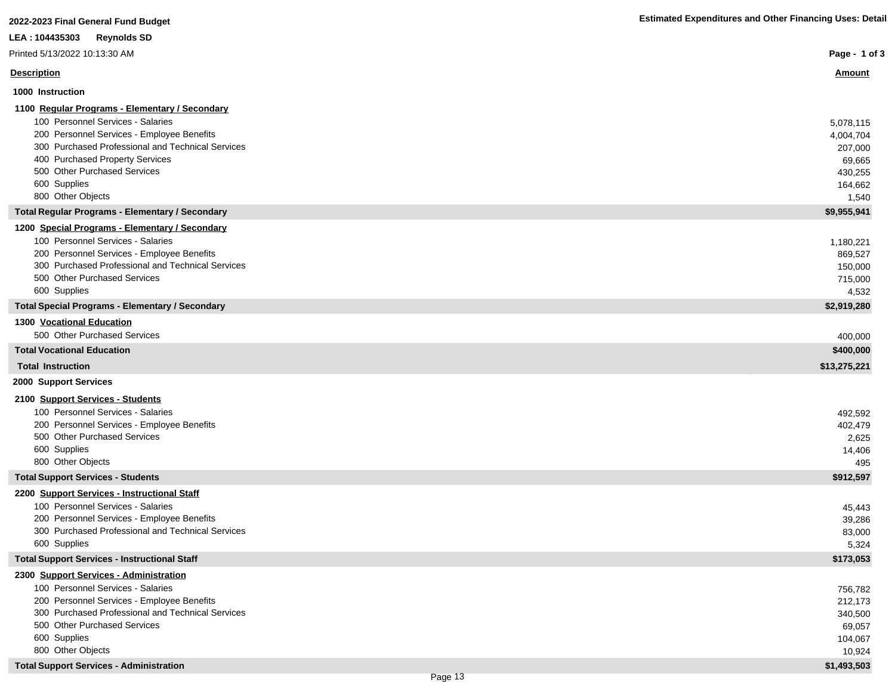**2022-2023 Final General Fund Budget**

**Estimated Expenditures and Other Financing Uses: Detail**

**LEA : 104435303 Reynolds SD**

Printed 5/13/2022 10:13:30 AM

| Description | Amount |
|---|---|
| **1000 Instruction** | |
| **1100 Regular Programs - Elementary / Secondary** | |
| 100 Personnel Services - Salaries | 5,078,115 |
| 200 Personnel Services - Employee Benefits | 4,004,704 |
| 300 Purchased Professional and Technical Services | 207,000 |
| 400 Purchased Property Services | 69,665 |
| 500 Other Purchased Services | 430,255 |
| 600 Supplies | 164,662 |
| 800 Other Objects | 1,540 |
| **Total Regular Programs - Elementary / Secondary** | **$9,955,941** |
| **1200 Special Programs - Elementary / Secondary** | |
| 100 Personnel Services - Salaries | 1,180,221 |
| 200 Personnel Services - Employee Benefits | 869,527 |
| 300 Purchased Professional and Technical Services | 150,000 |
| 500 Other Purchased Services | 715,000 |
| 600 Supplies | 4,532 |
| **Total Special Programs - Elementary / Secondary** | **$2,919,280** |
| **1300 Vocational Education** | |
| 500 Other Purchased Services | 400,000 |
| **Total Vocational Education** | **$400,000** |
| **Total Instruction** | **$13,275,221** |
| **2000 Support Services** | |
| **2100 Support Services - Students** | |
| 100 Personnel Services - Salaries | 492,592 |
| 200 Personnel Services - Employee Benefits | 402,479 |
| 500 Other Purchased Services | 2,625 |
| 600 Supplies | 14,406 |
| 800 Other Objects | 495 |
| **Total Support Services - Students** | **$912,597** |
| **2200 Support Services - Instructional Staff** | |
| 100 Personnel Services - Salaries | 45,443 |
| 200 Personnel Services - Employee Benefits | 39,286 |
| 300 Purchased Professional and Technical Services | 83,000 |
| 600 Supplies | 5,324 |
| **Total Support Services - Instructional Staff** | **$173,053** |
| **2300 Support Services - Administration** | |
| 100 Personnel Services - Salaries | 756,782 |
| 200 Personnel Services - Employee Benefits | 212,173 |
| 300 Purchased Professional and Technical Services | 340,500 |
| 500 Other Purchased Services | 69,057 |
| 600 Supplies | 104,067 |
| 800 Other Objects | 10,924 |
| **Total Support Services - Administration** | **$1,493,503** |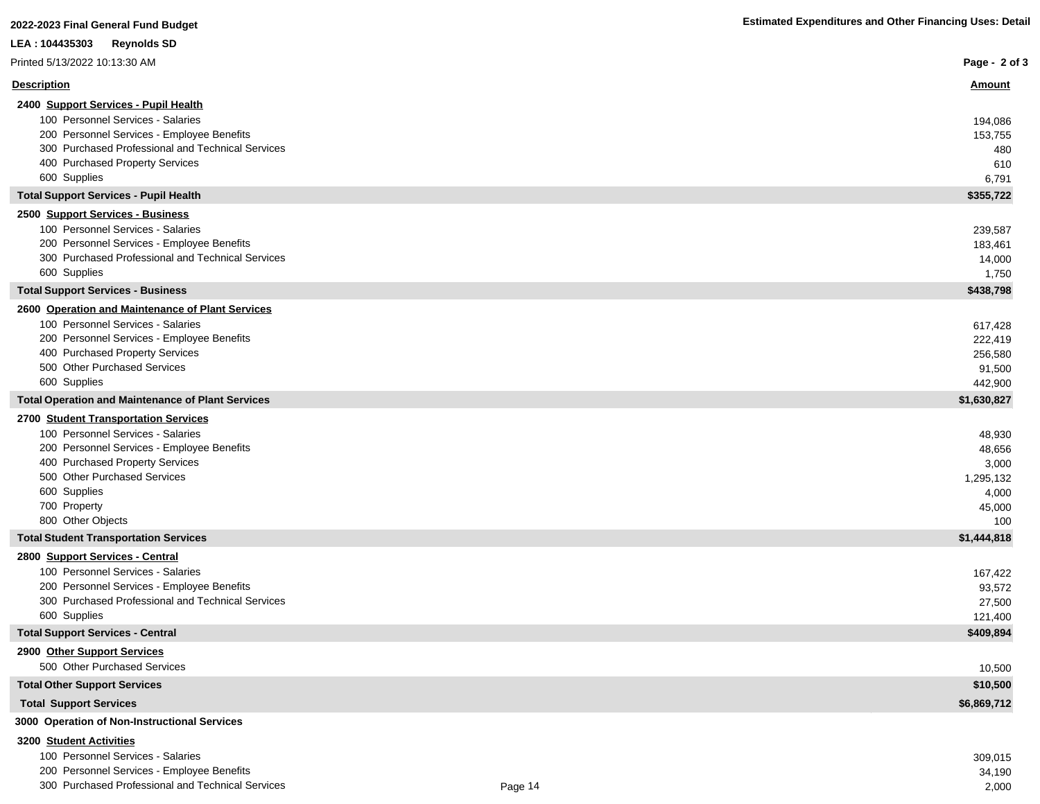**2022-2023 Final General Fund Budget**

**Estimated Expenditures and Other Financing Uses: Detail**

**LEA : 104435303 Reynolds SD**

Printed 5/13/2022 10:13:30 AM

| Description | Amount |
|---|---|
| **2400 Support Services - Pupil Health** | |
| 100 Personnel Services - Salaries | 194,086 |
| 200 Personnel Services - Employee Benefits | 153,755 |
| 300 Purchased Professional and Technical Services | 480 |
| 400 Purchased Property Services | 610 |
| 600 Supplies | 6,791 |
| **Total Support Services - Pupil Health** | **$355,722** |
| **2500 Support Services - Business** | |
| 100 Personnel Services - Salaries | 239,587 |
| 200 Personnel Services - Employee Benefits | 183,461 |
| 300 Purchased Professional and Technical Services | 14,000 |
| 600 Supplies | 1,750 |
| **Total Support Services - Business** | **$438,798** |
| **2600 Operation and Maintenance of Plant Services** | |
| 100 Personnel Services - Salaries | 617,428 |
| 200 Personnel Services - Employee Benefits | 222,419 |
| 400 Purchased Property Services | 256,580 |
| 500 Other Purchased Services | 91,500 |
| 600 Supplies | 442,900 |
| **Total Operation and Maintenance of Plant Services** | **$1,630,827** |
| **2700 Student Transportation Services** | |
| 100 Personnel Services - Salaries | 48,930 |
| 200 Personnel Services - Employee Benefits | 48,656 |
| 400 Purchased Property Services | 3,000 |
| 500 Other Purchased Services | 1,295,132 |
| 600 Supplies | 4,000 |
| 700 Property | 45,000 |
| 800 Other Objects | 100 |
| **Total Student Transportation Services** | **$1,444,818** |
| **2800 Support Services - Central** | |
| 100 Personnel Services - Salaries | 167,422 |
| 200 Personnel Services - Employee Benefits | 93,572 |
| 300 Purchased Professional and Technical Services | 27,500 |
| 600 Supplies | 121,400 |
| **Total Support Services - Central** | **$409,894** |
| **2900 Other Support Services** | |
| 500 Other Purchased Services | 10,500 |
| **Total Other Support Services** | **$10,500** |
| **Total Support Services** | **$6,869,712** |
| **3000 Operation of Non-Instructional Services** | |
| **3200 Student Activities** | |
| 100 Personnel Services - Salaries | 309,015 |
| 200 Personnel Services - Employee Benefits | 34,190 |
| 300 Purchased Professional and Technical Services | 2,000 |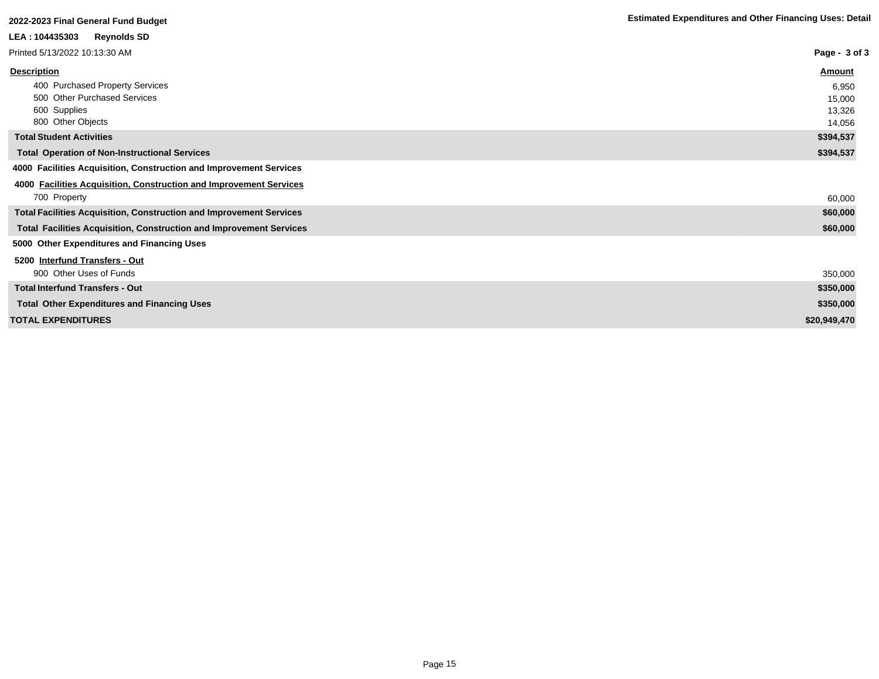| Description | Amount |
|---|---|
| 400 Purchased Property Services | 6,950 |
| 500 Other Purchased Services | 15,000 |
| 600 Supplies | 13,326 |
| 800 Other Objects | 14,056 |
| **Total Student Activities** | **$394,537** |
| **Total Operation of Non-Instructional Services** | **$394,537** |
| **4000 Facilities Acquisition, Construction and Improvement Services** | |
| **4000 Facilities Acquisition, Construction and Improvement Services** | |
| 700 Property | 60,000 |
| **Total Facilities Acquisition, Construction and Improvement Services** | **$60,000** |
| **Total Facilities Acquisition, Construction and Improvement Services** | **$60,000** |
| **5000 Other Expenditures and Financing Uses** | |
| **5200 Interfund Transfers - Out** | |
| 900 Other Uses of Funds | 350,000 |
| **Total Interfund Transfers - Out** | **$350,000** |
| **Total Other Expenditures and Financing Uses** | **$350,000** |
| **TOTAL EXPENDITURES** | **$20,949,470** |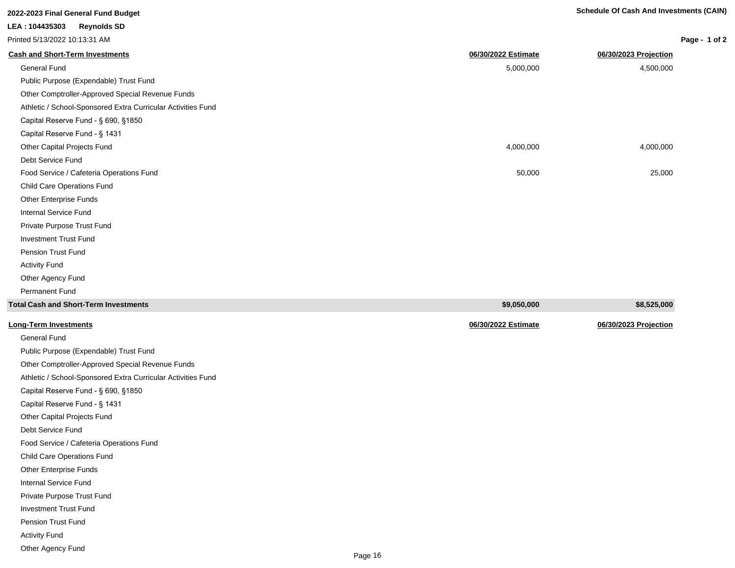**2022-2023 Final General Fund Budget**

**LEA : 104435303 Reynolds SD**

Printed 5/13/2022 10:13:31 AM

**Schedule Of Cash And Investments (CAIN)**

| Cash and Short-Term Investments | 06/30/2022 Estimate | 06/30/2023 Projection |
|---|---|---|
| General Fund | 5,000,000 | 4,500,000 |
| Public Purpose (Expendable) Trust Fund | | |
| Other Comptroller-Approved Special Revenue Funds | | |
| Athletic / School-Sponsored Extra Curricular Activities Fund | | |
| Capital Reserve Fund - § 690, §1850 | | |
| Capital Reserve Fund - § 1431 | | |
| Other Capital Projects Fund | 4,000,000 | 4,000,000 |
| Debt Service Fund | | |
| Food Service / Cafeteria Operations Fund | 50,000 | 25,000 |
| Child Care Operations Fund | | |
| Other Enterprise Funds | | |
| Internal Service Fund | | |
| Private Purpose Trust Fund | | |
| Investment Trust Fund | | |
| Pension Trust Fund | | |
| Activity Fund | | |
| Other Agency Fund | | |
| Permanent Fund | | |
| **Total Cash and Short-Term Investments** | **$9,050,000** | **$8,525,000** |

| Long-Term Investments | 06/30/2022 Estimate | 06/30/2023 Projection |
|---|---|---|
| General Fund | | |
| Public Purpose (Expendable) Trust Fund | | |
| Other Comptroller-Approved Special Revenue Funds | | |
| Athletic / School-Sponsored Extra Curricular Activities Fund | | |
| Capital Reserve Fund - § 690, §1850 | | |
| Capital Reserve Fund - § 1431 | | |
| Other Capital Projects Fund | | |
| Debt Service Fund | | |
| Food Service / Cafeteria Operations Fund | | |
| Child Care Operations Fund | | |
| Other Enterprise Funds | | |
| Internal Service Fund | | |
| Private Purpose Trust Fund | | |
| Investment Trust Fund | | |
| Pension Trust Fund | | |
| Activity Fund | | |
| Other Agency Fund | | |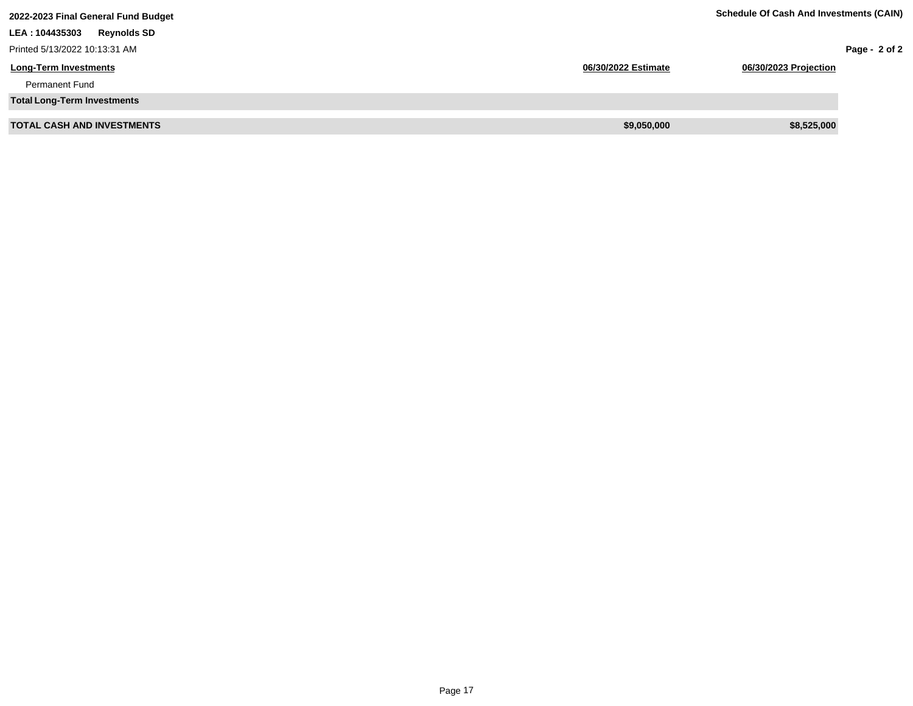**2022-2023 Final General Fund Budget**

**Schedule Of Cash And Investments (CAIN)**

**LEA : 104435303 Reynolds SD**

Printed 5/13/2022 10:13:31 AM

| Long-Term Investments | 06/30/2022 Estimate | 06/30/2023 Projection |
|---|---|---|
| Permanent Fund | | |
| **Total Long-Term Investments** | | |
| **TOTAL CASH AND INVESTMENTS** | **$9,050,000** | **$8,525,000** |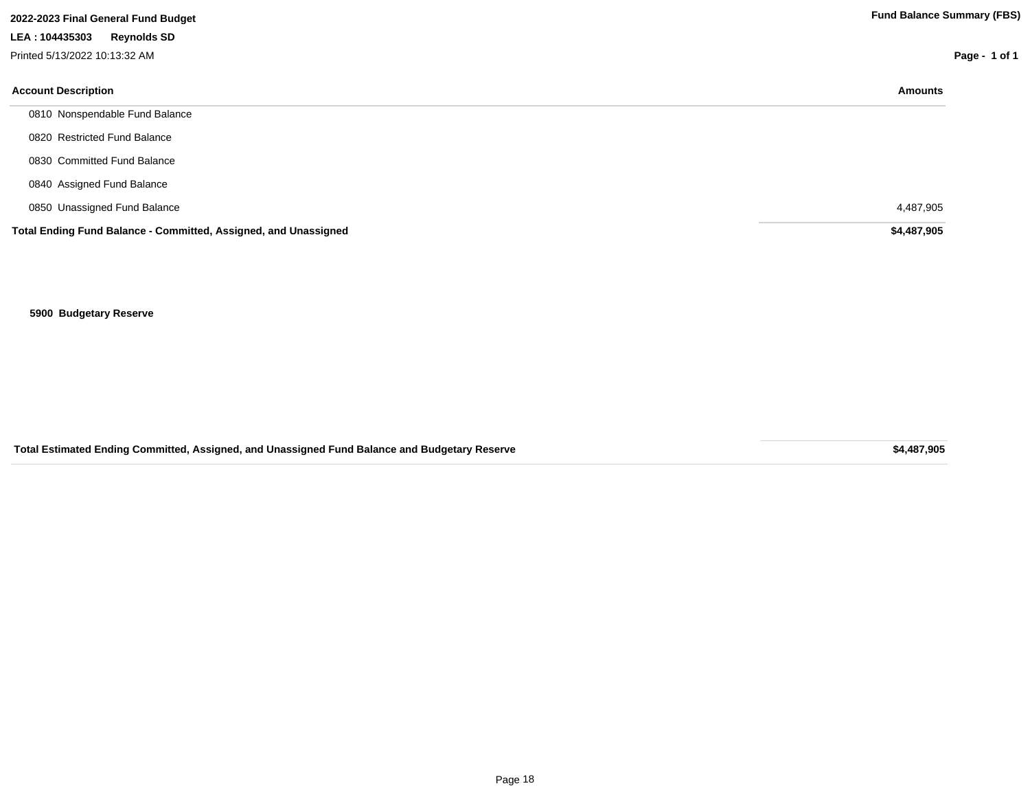**2022-2023 Final General Fund Budget**

**LEA : 104435303 Reynolds SD**

Printed 5/13/2022 10:13:32 AM

**Fund Balance Summary (FBS)**

| Account Description | Amounts |
|---|---|
| 0810 Nonspendable Fund Balance | |
| 0820 Restricted Fund Balance | |
| 0830 Committed Fund Balance | |
| 0840 Assigned Fund Balance | |
| 0850 Unassigned Fund Balance | 4,487,905 |
| **Total Ending Fund Balance - Committed, Assigned, and Unassigned** | **$4,487,905** |
| **5900 Budgetary Reserve** | |
| **Total Estimated Ending Committed, Assigned, and Unassigned Fund Balance and Budgetary Reserve** | **$4,487,905** |